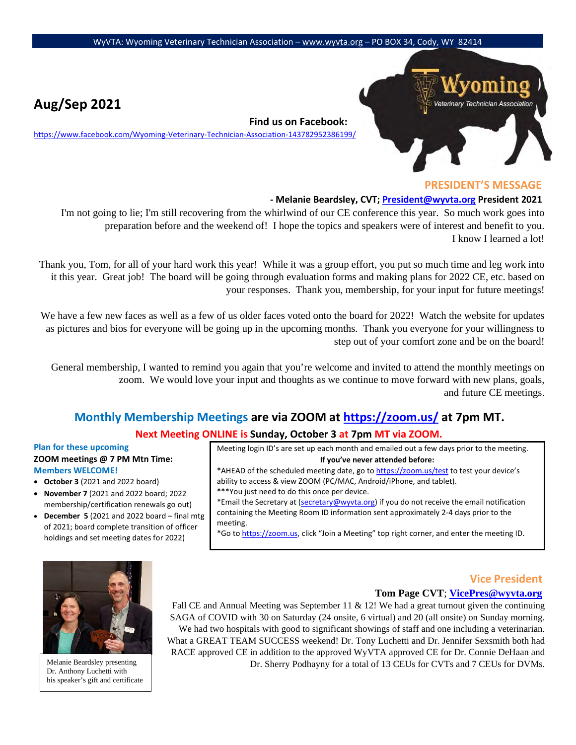WyVTA: Wyoming Veterinary Technician Association – www.wyvta.org – PO BOX 34, Cody, WY 82414

# Aug/Sep 2021

**Find us on Facebook:**
https://www.facebook.com/Wyoming-Veterinary-Technician-Association-143782952386199/

Wyoming Veterinary Technician Association

## PRESIDENT'S MESSAGE

**- Melanie Beardsley, CVT; President@wyvta.org President 2021**

I'm not going to lie; I'm still recovering from the whirlwind of our CE conference this year. So much work goes into preparation before and the weekend of! I hope the topics and speakers were of interest and benefit to you. I know I learned a lot!

Thank you, Tom, for all of your hard work this year! While it was a group effort, you put so much time and leg work into it this year. Great job! The board will be going through evaluation forms and making plans for 2022 CE, etc. based on your responses. Thank you, membership, for your input for future meetings!

We have a few new faces as well as a few of us older faces voted onto the board for 2022! Watch the website for updates as pictures and bios for everyone will be going up in the upcoming months. Thank you everyone for your willingness to step out of your comfort zone and be on the board!

General membership, I wanted to remind you again that you're welcome and invited to attend the monthly meetings on zoom. We would love your input and thoughts as we continue to move forward with new plans, goals, and future CE meetings.

## Monthly Membership Meetings are via ZOOM at https://zoom.us/ at 7pm MT.

**Next Meeting ONLINE is Sunday, October 3 at 7pm MT via ZOOM.**

**Plan for these upcoming ZOOM meetings @ 7 PM Mtn Time:**
**Members WELCOME!**

- **October 3** (2021 and 2022 board)
- **November 7** (2021 and 2022 board; 2022 membership/certification renewals go out)
- **December 5** (2021 and 2022 board – final mtg of 2021; board complete transition of officer holdings and set meeting dates for 2022)

Meeting login ID's are set up each month and emailed out a few days prior to the meeting.

**If you've never attended before:**

*AHEAD of the scheduled meeting date, go to https://zoom.us/test to test your device's ability to access & view ZOOM (PC/MAC, Android/iPhone, and tablet).
***You just need to do this once per device.
*Email the Secretary at (secretary@wyvta.org) if you do not receive the email notification containing the Meeting Room ID information sent approximately 2-4 days prior to the meeting.
*Go to https://zoom.us, click "Join a Meeting" top right corner, and enter the meeting ID.

Melanie Beardsley presenting Dr. Anthony Luchetti with his speaker's gift and certificate

## Vice President

**Tom Page CVT; VicePres@wyvta.org**

Fall CE and Annual Meeting was September 11 & 12! We had a great turnout given the continuing SAGA of COVID with 30 on Saturday (24 onsite, 6 virtual) and 20 (all onsite) on Sunday morning. We had two hospitals with good to significant showings of staff and one including a veterinarian. What a GREAT TEAM SUCCESS weekend! Dr. Tony Luchetti and Dr. Jennifer Sexsmith both had RACE approved CE in addition to the approved WyVTA approved CE for Dr. Connie DeHaan and Dr. Sherry Podhayny for a total of 13 CEUs for CVTs and 7 CEUs for DVMs.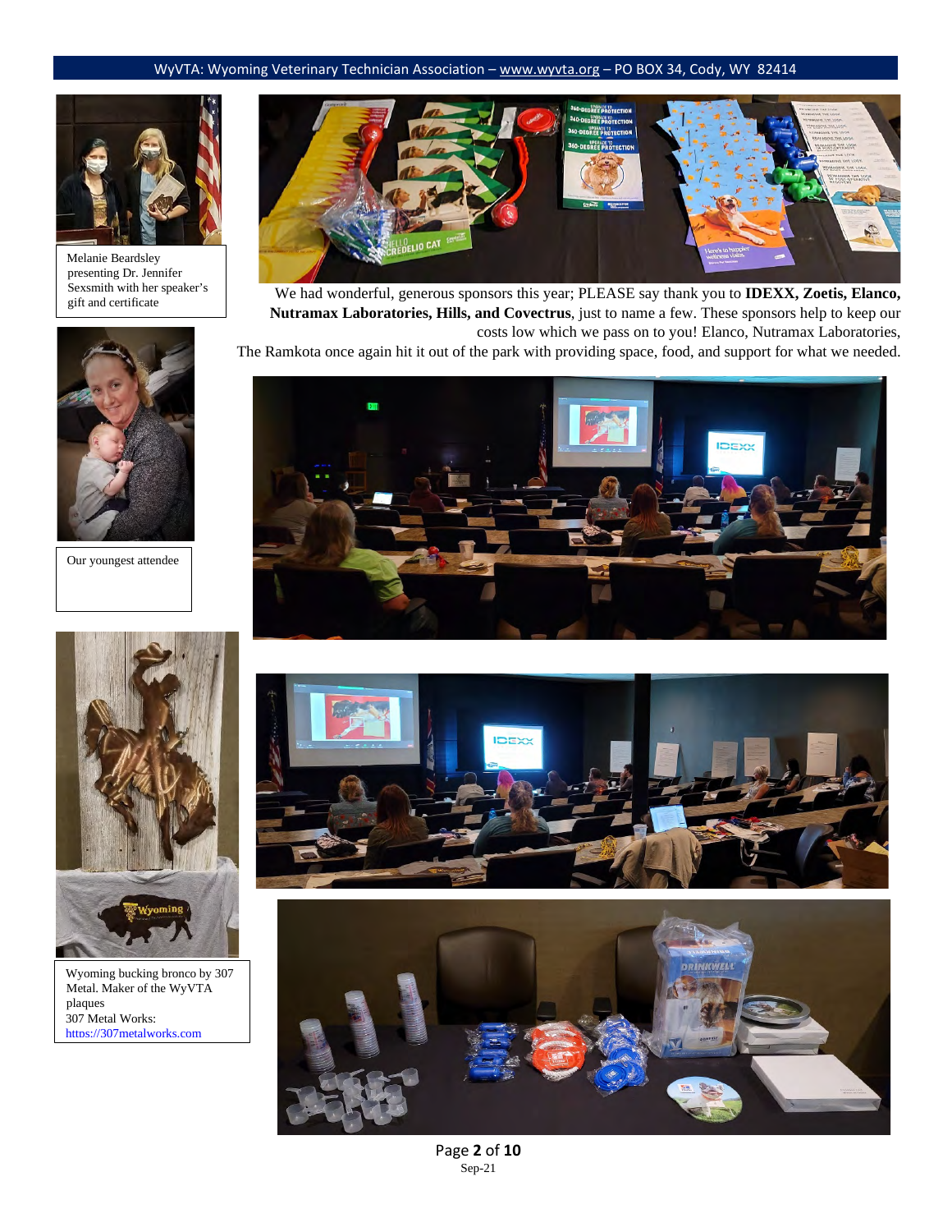Melanie Beardsley presenting Dr. Jennifer Sexsmith with her speaker's gift and certificate

We had wonderful, generous sponsors this year; PLEASE say thank you to **IDEXX, Zoetis, Elanco, Nutramax Laboratories, Hills, and Covectrus**, just to name a few. These sponsors help to keep our costs low which we pass on to you! Elanco, Nutramax Laboratories, The Ramkota once again hit it out of the park with providing space, food, and support for what we needed.

Our youngest attendee

Wyoming bucking bronco by 307 Metal. Maker of the WyVTA plaques
307 Metal Works:
https://307metalworks.com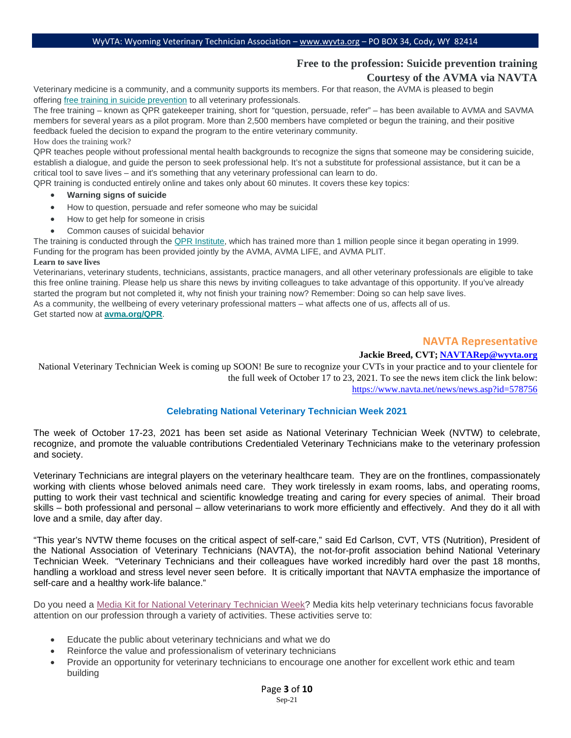## Free to the profession: Suicide prevention training
## Courtesy of the AVMA via NAVTA

Veterinary medicine is a community, and a community supports its members. For that reason, the AVMA is pleased to begin offering free training in suicide prevention to all veterinary professionals.

The free training – known as QPR gatekeeper training, short for "question, persuade, refer" – has been available to AVMA and SAVMA members for several years as a pilot program. More than 2,500 members have completed or begun the training, and their positive feedback fueled the decision to expand the program to the entire veterinary community.

How does the training work?

QPR teaches people without professional mental health backgrounds to recognize the signs that someone may be considering suicide, establish a dialogue, and guide the person to seek professional help. It's not a substitute for professional assistance, but it can be a critical tool to save lives – and it's something that any veterinary professional can learn to do.

QPR training is conducted entirely online and takes only about 60 minutes. It covers these key topics:

- **Warning signs of suicide**
- How to question, persuade and refer someone who may be suicidal
- How to get help for someone in crisis
- Common causes of suicidal behavior

The training is conducted through the QPR Institute, which has trained more than 1 million people since it began operating in 1999. Funding for the program has been provided jointly by the AVMA, AVMA LIFE, and AVMA PLIT.

**Learn to save lives**

Veterinarians, veterinary students, technicians, assistants, practice managers, and all other veterinary professionals are eligible to take this free online training. Please help us share this news by inviting colleagues to take advantage of this opportunity. If you've already started the program but not completed it, why not finish your training now? Remember: Doing so can help save lives.

As a community, the wellbeing of every veterinary professional matters – what affects one of us, affects all of us.

Get started now at **avma.org/QPR**.

## NAVTA Representative

**Jackie Breed, CVT; NAVTARep@wyvta.org**

National Veterinary Technician Week is coming up SOON! Be sure to recognize your CVTs in your practice and to your clientele for the full week of October 17 to 23, 2021. To see the news item click the link below: https://www.navta.net/news/news.asp?id=578756

### Celebrating National Veterinary Technician Week 2021

The week of October 17-23, 2021 has been set aside as National Veterinary Technician Week (NVTW) to celebrate, recognize, and promote the valuable contributions Credentialed Veterinary Technicians make to the veterinary profession and society.

Veterinary Technicians are integral players on the veterinary healthcare team. They are on the frontlines, compassionately working with clients whose beloved animals need care. They work tirelessly in exam rooms, labs, and operating rooms, putting to work their vast technical and scientific knowledge treating and caring for every species of animal. Their broad skills – both professional and personal – allow veterinarians to work more efficiently and effectively. And they do it all with love and a smile, day after day.

"This year's NVTW theme focuses on the critical aspect of self-care," said Ed Carlson, CVT, VTS (Nutrition), President of the National Association of Veterinary Technicians (NAVTA), the not-for-profit association behind National Veterinary Technician Week. "Veterinary Technicians and their colleagues have worked incredibly hard over the past 18 months, handling a workload and stress level never seen before. It is critically important that NAVTA emphasize the importance of self-care and a healthy work-life balance."

Do you need a Media Kit for National Veterinary Technician Week? Media kits help veterinary technicians focus favorable attention on our profession through a variety of activities. These activities serve to:

- Educate the public about veterinary technicians and what we do
- Reinforce the value and professionalism of veterinary technicians
- Provide an opportunity for veterinary technicians to encourage one another for excellent work ethic and team building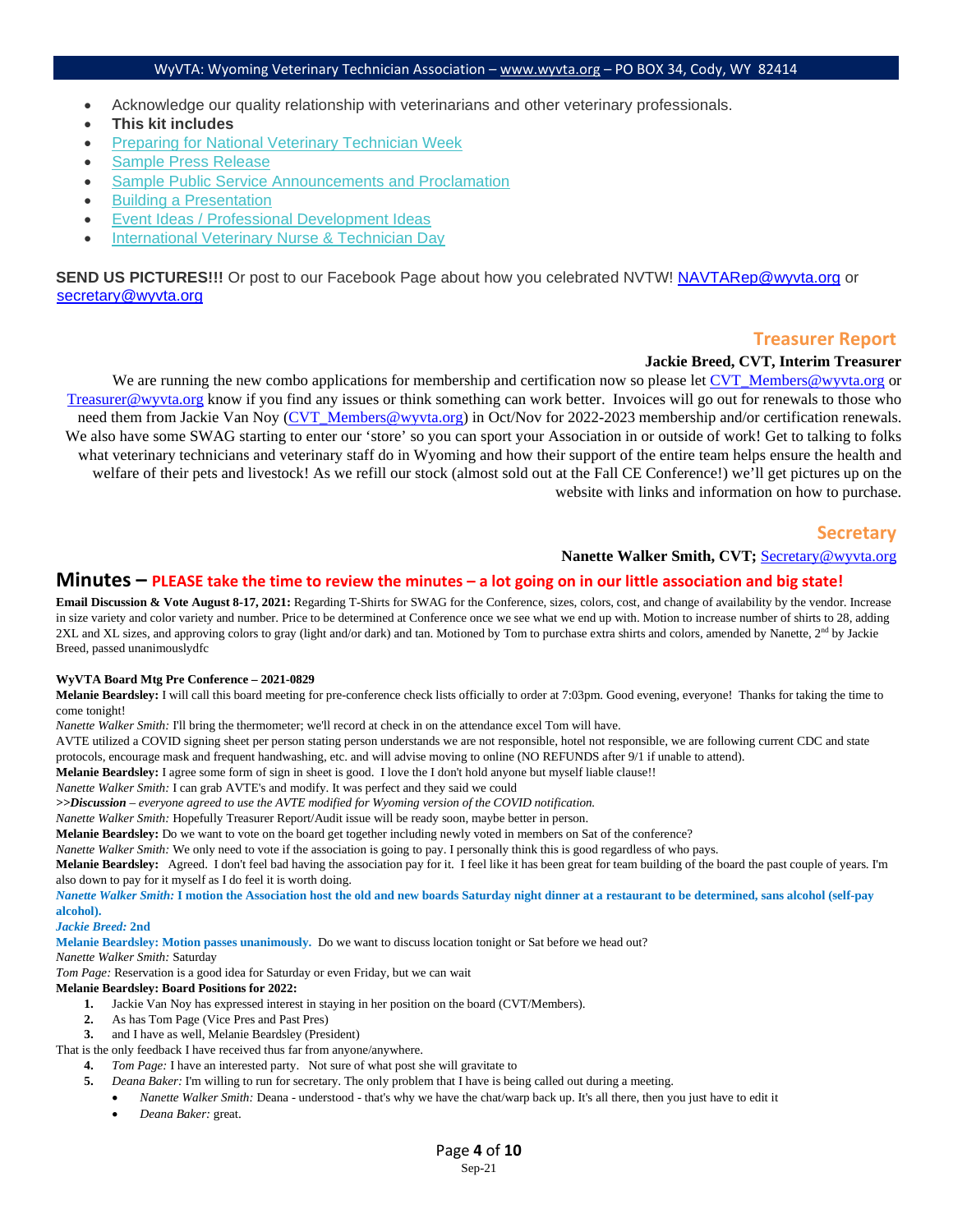- Acknowledge our quality relationship with veterinarians and other veterinary professionals.
- **This kit includes**
- Preparing for National Veterinary Technician Week
- Sample Press Release
- Sample Public Service Announcements and Proclamation
- Building a Presentation
- Event Ideas / Professional Development Ideas
- International Veterinary Nurse & Technician Day

**SEND US PICTURES!!!** Or post to our Facebook Page about how you celebrated NVTW! NAVTARep@wyvta.org or secretary@wyvta.org

## Treasurer Report

**Jackie Breed, CVT, Interim Treasurer**

We are running the new combo applications for membership and certification now so please let CVT_Members@wyvta.org or Treasurer@wyvta.org know if you find any issues or think something can work better. Invoices will go out for renewals to those who need them from Jackie Van Noy (CVT_Members@wyvta.org) in Oct/Nov for 2022-2023 membership and/or certification renewals. We also have some SWAG starting to enter our 'store' so you can sport your Association in or outside of work! Get to talking to folks what veterinary technicians and veterinary staff do in Wyoming and how their support of the entire team helps ensure the health and welfare of their pets and livestock! As we refill our stock (almost sold out at the Fall CE Conference!) we'll get pictures up on the website with links and information on how to purchase.

## Secretary

**Nanette Walker Smith, CVT;** Secretary@wyvta.org

## Minutes – PLEASE take the time to review the minutes – a lot going on in our little association and big state!

**Email Discussion & Vote August 8-17, 2021:** Regarding T-Shirts for SWAG for the Conference, sizes, colors, cost, and change of availability by the vendor. Increase in size variety and color variety and number. Price to be determined at Conference once we see what we end up with. Motion to increase number of shirts to 28, adding 2XL and XL sizes, and approving colors to gray (light and/or dark) and tan. Motioned by Tom to purchase extra shirts and colors, amended by Nanette, 2nd by Jackie Breed, passed unanimouslydfc

**WyVTA Board Mtg Pre Conference – 2021-0829**

**Melanie Beardsley:** I will call this board meeting for pre-conference check lists officially to order at 7:03pm. Good evening, everyone! Thanks for taking the time to come tonight!

*Nanette Walker Smith:* I'll bring the thermometer; we'll record at check in on the attendance excel Tom will have.

AVTE utilized a COVID signing sheet per person stating person understands we are not responsible, hotel not responsible, we are following current CDC and state protocols, encourage mask and frequent handwashing, etc. and will advise moving to online (NO REFUNDS after 9/1 if unable to attend).

**Melanie Beardsley:** I agree some form of sign in sheet is good. I love the I don't hold anyone but myself liable clause!!

*Nanette Walker Smith:* I can grab AVTE's and modify. It was perfect and they said we could

***>>Discussion*** *– everyone agreed to use the AVTE modified for Wyoming version of the COVID notification.*

*Nanette Walker Smith:* Hopefully Treasurer Report/Audit issue will be ready soon, maybe better in person.

**Melanie Beardsley:** Do we want to vote on the board get together including newly voted in members on Sat of the conference?

*Nanette Walker Smith:* We only need to vote if the association is going to pay. I personally think this is good regardless of who pays.

**Melanie Beardsley:** Agreed. I don't feel bad having the association pay for it. I feel like it has been great for team building of the board the past couple of years. I'm also down to pay for it myself as I do feel it is worth doing.

***Nanette Walker Smith:* I motion the Association host the old and new boards Saturday night dinner at a restaurant to be determined, sans alcohol (self-pay alcohol).**

***Jackie Breed:* 2nd**

**Melanie Beardsley: Motion passes unanimously.** Do we want to discuss location tonight or Sat before we head out?

*Nanette Walker Smith:* Saturday

*Tom Page:* Reservation is a good idea for Saturday or even Friday, but we can wait

**Melanie Beardsley: Board Positions for 2022:**

1. Jackie Van Noy has expressed interest in staying in her position on the board (CVT/Members).
2. As has Tom Page (Vice Pres and Past Pres)
3. and I have as well, Melanie Beardsley (President)

That is the only feedback I have received thus far from anyone/anywhere.

4. *Tom Page:* I have an interested party. Not sure of what post she will gravitate to
5. *Deana Baker:* I'm willing to run for secretary. The only problem that I have is being called out during a meeting.
   - *Nanette Walker Smith:* Deana - understood - that's why we have the chat/warp back up. It's all there, then you just have to edit it
   - *Deana Baker:* great.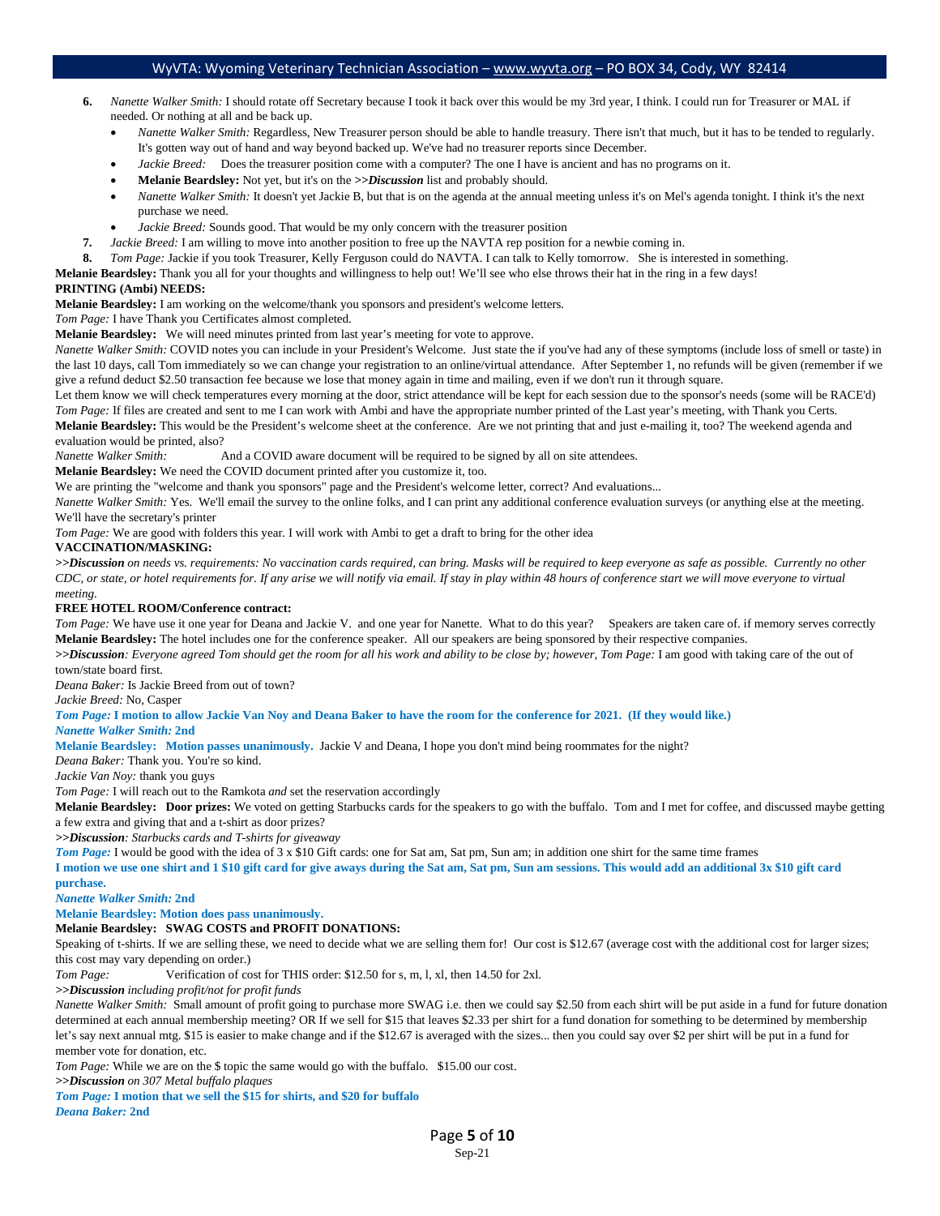6. *Nanette Walker Smith:* I should rotate off Secretary because I took it back over this would be my 3rd year, I think. I could run for Treasurer or MAL if needed. Or nothing at all and be back up.
   - *Nanette Walker Smith:* Regardless, New Treasurer person should be able to handle treasury. There isn't that much, but it has to be tended to regularly. It's gotten way out of hand and way beyond backed up. We've had no treasurer reports since December.
   - *Jackie Breed:* Does the treasurer position come with a computer? The one I have is ancient and has no programs on it.
   - **Melanie Beardsley:** Not yet, but it's on the ***>>Discussion*** list and probably should.
   - *Nanette Walker Smith:* It doesn't yet Jackie B, but that is on the agenda at the annual meeting unless it's on Mel's agenda tonight. I think it's the next purchase we need.
   - *Jackie Breed:* Sounds good. That would be my only concern with the treasurer position
7. *Jackie Breed:* I am willing to move into another position to free up the NAVTA rep position for a newbie coming in.
8. *Tom Page:* Jackie if you took Treasurer, Kelly Ferguson could do NAVTA. I can talk to Kelly tomorrow. She is interested in something.

**Melanie Beardsley:** Thank you all for your thoughts and willingness to help out! We'll see who else throws their hat in the ring in a few days!

**PRINTING (Ambi) NEEDS:**

**Melanie Beardsley:** I am working on the welcome/thank you sponsors and president's welcome letters.

*Tom Page:* I have Thank you Certificates almost completed.

**Melanie Beardsley:** We will need minutes printed from last year's meeting for vote to approve.

*Nanette Walker Smith:* COVID notes you can include in your President's Welcome. Just state the if you've had any of these symptoms (include loss of smell or taste) in the last 10 days, call Tom immediately so we can change your registration to an online/virtual attendance. After September 1, no refunds will be given (remember if we give a refund deduct $2.50 transaction fee because we lose that money again in time and mailing, even if we don't run it through square.

Let them know we will check temperatures every morning at the door, strict attendance will be kept for each session due to the sponsor's needs (some will be RACE'd)

*Tom Page:* If files are created and sent to me I can work with Ambi and have the appropriate number printed of the Last year's meeting, with Thank you Certs.

**Melanie Beardsley:** This would be the President's welcome sheet at the conference. Are we not printing that and just e-mailing it, too? The weekend agenda and evaluation would be printed, also?

*Nanette Walker Smith:* And a COVID aware document will be required to be signed by all on site attendees.

**Melanie Beardsley:** We need the COVID document printed after you customize it, too.

We are printing the "welcome and thank you sponsors" page and the President's welcome letter, correct? And evaluations...

*Nanette Walker Smith:* Yes. We'll email the survey to the online folks, and I can print any additional conference evaluation surveys (or anything else at the meeting. We'll have the secretary's printer

*Tom Page:* We are good with folders this year. I will work with Ambi to get a draft to bring for the other idea

**VACCINATION/MASKING:**

***>>Discussion*** *on needs vs. requirements: No vaccination cards required, can bring. Masks will be required to keep everyone as safe as possible. Currently no other CDC, or state, or hotel requirements for. If any arise we will notify via email. If stay in play within 48 hours of conference start we will move everyone to virtual meeting.*

**FREE HOTEL ROOM/Conference contract:**

*Tom Page:* We have use it one year for Deana and Jackie V. and one year for Nanette. What to do this year? Speakers are taken care of. if memory serves correctly

**Melanie Beardsley:** The hotel includes one for the conference speaker. All our speakers are being sponsored by their respective companies.

***>>Discussion****: Everyone agreed Tom should get the room for all his work and ability to be close by; however, Tom Page:* I am good with taking care of the out of town/state board first.

*Deana Baker:* Is Jackie Breed from out of town?

*Jackie Breed:* No, Casper

***Tom Page:* I motion to allow Jackie Van Noy and Deana Baker to have the room for the conference for 2021. (If they would like.)**

***Nanette Walker Smith:* 2nd**

**Melanie Beardsley: Motion passes unanimously.** Jackie V and Deana, I hope you don't mind being roommates for the night?

*Deana Baker:* Thank you. You're so kind.

*Jackie Van Noy:* thank you guys

*Tom Page:* I will reach out to the Ramkota *and* set the reservation accordingly

**Melanie Beardsley: Door prizes:** We voted on getting Starbucks cards for the speakers to go with the buffalo. Tom and I met for coffee, and discussed maybe getting a few extra and giving that and a t-shirt as door prizes?

***>>Discussion****: Starbucks cards and T-shirts for giveaway*

***Tom Page:*** I would be good with the idea of 3 x $10 Gift cards: one for Sat am, Sat pm, Sun am; in addition one shirt for the same time frames

**I motion we use one shirt and 1 $10 gift card for give aways during the Sat am, Sat pm, Sun am sessions. This would add an additional 3x $10 gift card purchase.**

***Nanette Walker Smith:* 2nd**

**Melanie Beardsley: Motion does pass unanimously.**

**Melanie Beardsley: SWAG COSTS and PROFIT DONATIONS:**

Speaking of t-shirts. If we are selling these, we need to decide what we are selling them for! Our cost is $12.67 (average cost with the additional cost for larger sizes; this cost may vary depending on order.)

*Tom Page:* Verification of cost for THIS order: $12.50 for s, m, l, xl, then 14.50 for 2xl.

***>>Discussion*** *including profit/not for profit funds*

*Nanette Walker Smith:* Small amount of profit going to purchase more SWAG i.e. then we could say $2.50 from each shirt will be put aside in a fund for future donation determined at each annual membership meeting? OR If we sell for $15 that leaves $2.33 per shirt for a fund donation for something to be determined by membership let's say next annual mtg. $15 is easier to make change and if the $12.67 is averaged with the sizes... then you could say over $2 per shirt will be put in a fund for member vote for donation, etc.

*Tom Page:* While we are on the $ topic the same would go with the buffalo. $15.00 our cost.

***>>Discussion*** *on 307 Metal buffalo plaques*

***Tom Page:* I motion that we sell the $15 for shirts, and $20 for buffalo**

***Deana Baker:* 2nd**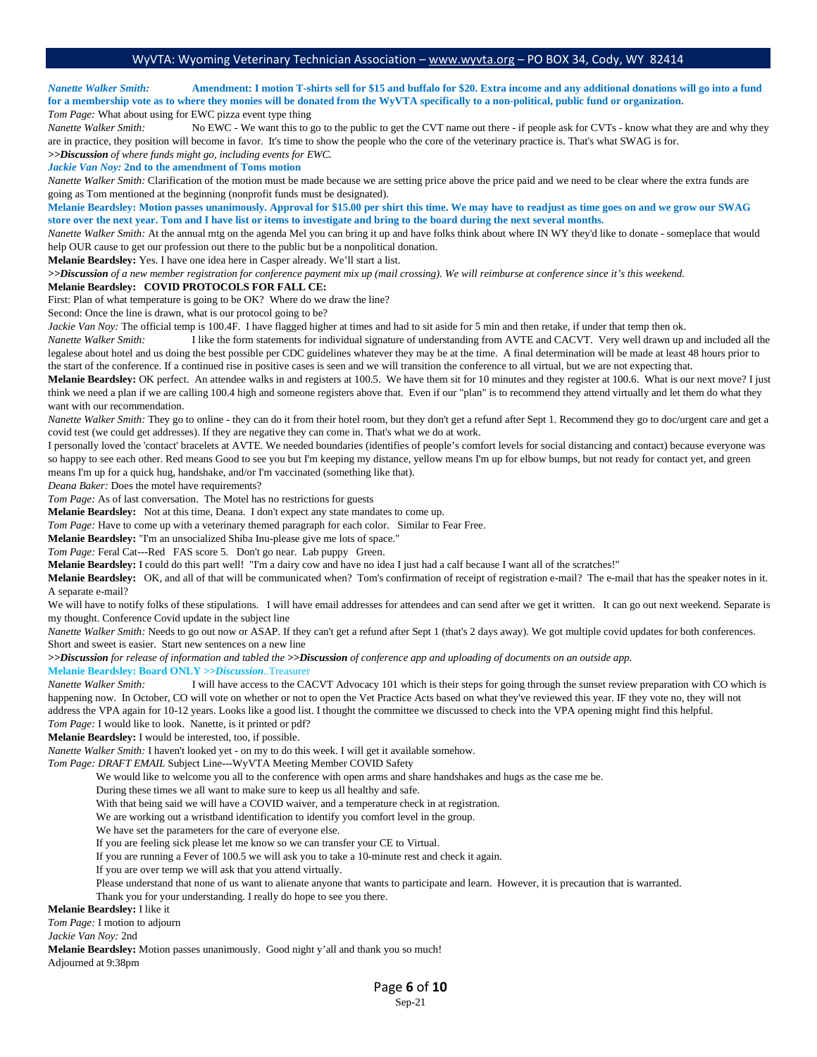*Nanette Walker Smith:* **Amendment: I motion T-shirts sell for $15 and buffalo for $20. Extra income and any additional donations will go into a fund for a membership vote as to where they monies will be donated from the WyVTA specifically to a non-political, public fund or organization.**

*Tom Page:* What about using for EWC pizza event type thing

*Nanette Walker Smith:* No EWC - We want this to go to the public to get the CVT name out there - if people ask for CVTs - know what they are and why they are in practice, their position will become in favor. It's time to show the people who the core of the veterinary practice is. That's what SWAG is for.

***>>Discussion** of where funds might go, including events for EWC.*

***Jackie Van Noy:* 2nd to the amendment of Toms motion**

*Nanette Walker Smith:* Clarification of the motion must be made because we are setting price above the price paid and we need to be clear where the extra funds are going as Tom mentioned at the beginning (nonprofit funds must be designated).

**Melanie Beardsley: Motion passes unanimously. Approval for $15.00 per shirt this time. We may have to readjust as time goes on and we grow our SWAG store over the next year. Tom and I have list or items to investigate and bring to the board during the next several months.**

*Nanette Walker Smith:* At the annual mtg on the agenda Mel you can bring it up and have folks think about where IN WY they'd like to donate - someplace that would help OUR cause to get our profession out there to the public but be a nonpolitical donation.

**Melanie Beardsley:** Yes. I have one idea here in Casper already. We'll start a list.

***>>Discussion** of a new member registration for conference payment mix up (mail crossing). We will reimburse at conference since it's this weekend.*

**Melanie Beardsley: COVID PROTOCOLS FOR FALL CE:**

First: Plan of what temperature is going to be OK? Where do we draw the line?

Second: Once the line is drawn, what is our protocol going to be?

*Jackie Van Noy:* The official temp is 100.4F. I have flagged higher at times and had to sit aside for 5 min and then retake, if under that temp then ok.

*Nanette Walker Smith:* I like the form statements for individual signature of understanding from AVTE and CACVT. Very well drawn up and included all the legalese about hotel and us doing the best possible per CDC guidelines whatever they may be at the time. A final determination will be made at least 48 hours prior to the start of the conference. If a continued rise in positive cases is seen and we will transition the conference to all virtual, but we are not expecting that.

**Melanie Beardsley:** OK perfect. An attendee walks in and registers at 100.5. We have them sit for 10 minutes and they register at 100.6. What is our next move? I just think we need a plan if we are calling 100.4 high and someone registers above that. Even if our "plan" is to recommend they attend virtually and let them do what they want with our recommendation.

*Nanette Walker Smith:* They go to online - they can do it from their hotel room, but they don't get a refund after Sept 1. Recommend they go to doc/urgent care and get a covid test (we could get addresses). If they are negative they can come in. That's what we do at work.

I personally loved the 'contact' bracelets at AVTE. We needed boundaries (identifies of people's comfort levels for social distancing and contact) because everyone was so happy to see each other. Red means Good to see you but I'm keeping my distance, yellow means I'm up for elbow bumps, but not ready for contact yet, and green means I'm up for a quick hug, handshake, and/or I'm vaccinated (something like that).

*Deana Baker:* Does the motel have requirements?

*Tom Page:* As of last conversation. The Motel has no restrictions for guests

**Melanie Beardsley:** Not at this time, Deana. I don't expect any state mandates to come up.

*Tom Page:* Have to come up with a veterinary themed paragraph for each color. Similar to Fear Free.

**Melanie Beardsley:** "I'm an unsocialized Shiba Inu-please give me lots of space."

*Tom Page:* Feral Cat---Red FAS score 5. Don't go near. Lab puppy Green.

**Melanie Beardsley:** I could do this part well! "I'm a dairy cow and have no idea I just had a calf because I want all of the scratches!"

**Melanie Beardsley:** OK, and all of that will be communicated when? Tom's confirmation of receipt of registration e-mail? The e-mail that has the speaker notes in it. A separate e-mail?

We will have to notify folks of these stipulations. I will have email addresses for attendees and can send after we get it written. It can go out next weekend. Separate is my thought. Conference Covid update in the subject line

*Nanette Walker Smith:* Needs to go out now or ASAP. If they can't get a refund after Sept 1 (that's 2 days away). We got multiple covid updates for both conferences. Short and sweet is easier. Start new sentences on a new line

***>>Discussion** for release of information and tabled the **>>Discussion** of conference app and uploading of documents on an outside app.*

**Melanie Beardsley: Board ONLY *>>Discussion*..**Treasurer

*Nanette Walker Smith:* I will have access to the CACVT Advocacy 101 which is their steps for going through the sunset review preparation with CO which is happening now. In October, CO will vote on whether or not to open the Vet Practice Acts based on what they've reviewed this year. IF they vote no, they will not address the VPA again for 10-12 years. Looks like a good list. I thought the committee we discussed to check into the VPA opening might find this helpful.

*Tom Page:* I would like to look. Nanette, is it printed or pdf?

**Melanie Beardsley:** I would be interested, too, if possible.

*Nanette Walker Smith:* I haven't looked yet - on my to do this week. I will get it available somehow.

*Tom Page: DRAFT EMAIL* Subject Line---WyVTA Meeting Member COVID Safety

> We would like to welcome you all to the conference with open arms and share handshakes and hugs as the case me be.
>
> During these times we all want to make sure to keep us all healthy and safe.
>
> With that being said we will have a COVID waiver, and a temperature check in at registration.
>
> We are working out a wristband identification to identify you comfort level in the group.
>
> We have set the parameters for the care of everyone else.
>
> If you are feeling sick please let me know so we can transfer your CE to Virtual.
>
> If you are running a Fever of 100.5 we will ask you to take a 10-minute rest and check it again.
>
> If you are over temp we will ask that you attend virtually.
>
> Please understand that none of us want to alienate anyone that wants to participate and learn. However, it is precaution that is warranted.
>
> Thank you for your understanding. I really do hope to see you there.

**Melanie Beardsley:** I like it

*Tom Page:* I motion to adjourn

*Jackie Van Noy:* 2nd

**Melanie Beardsley:** Motion passes unanimously. Good night y'all and thank you so much!

Adjourned at 9:38pm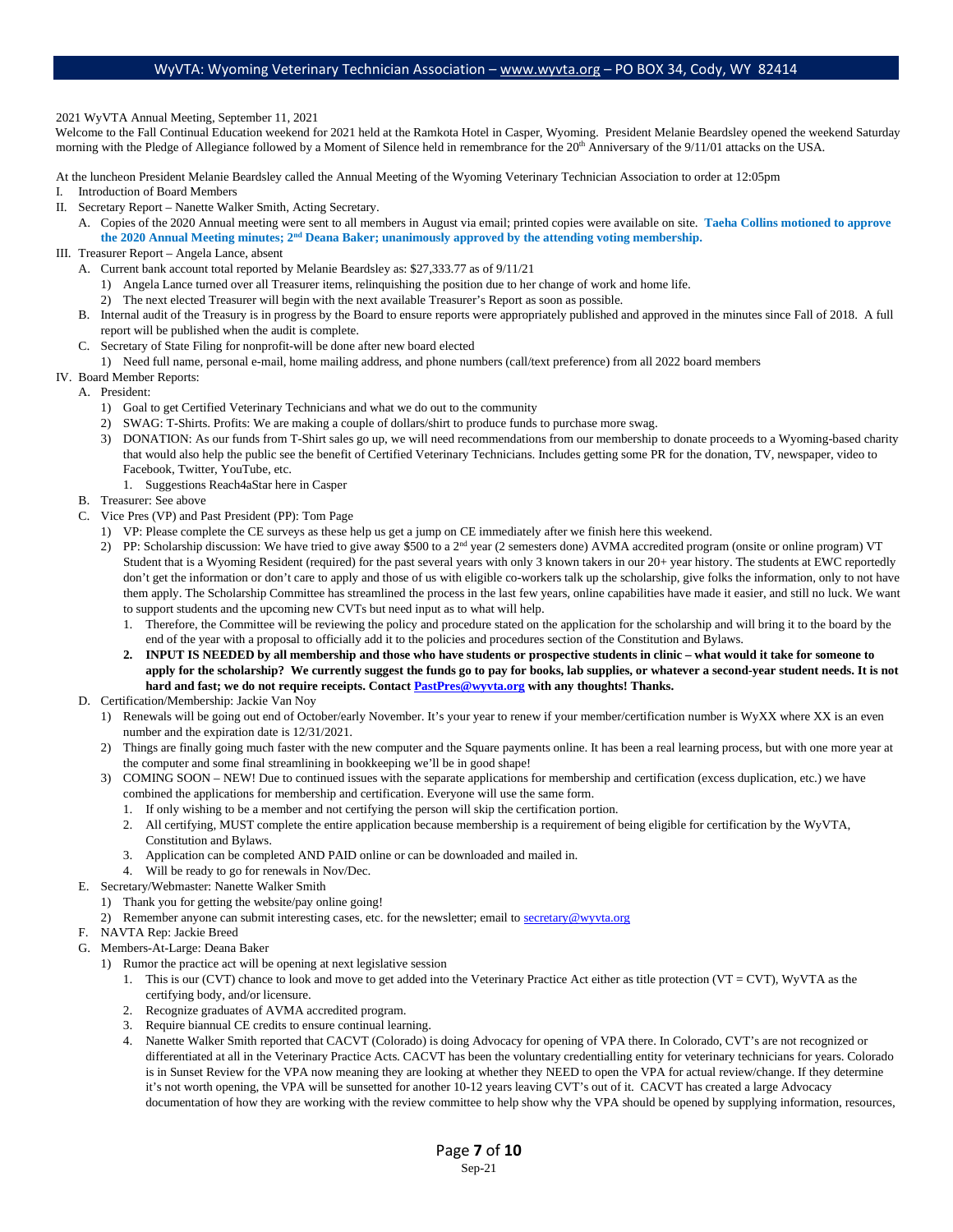2021 WyVTA Annual Meeting, September 11, 2021

Welcome to the Fall Continual Education weekend for 2021 held at the Ramkota Hotel in Casper, Wyoming. President Melanie Beardsley opened the weekend Saturday morning with the Pledge of Allegiance followed by a Moment of Silence held in remembrance for the 20th Anniversary of the 9/11/01 attacks on the USA.

At the luncheon President Melanie Beardsley called the Annual Meeting of the Wyoming Veterinary Technician Association to order at 12:05pm

I. Introduction of Board Members
II. Secretary Report – Nanette Walker Smith, Acting Secretary.
   A. Copies of the 2020 Annual meeting were sent to all members in August via email; printed copies were available on site. **Taeha Collins motioned to approve the 2020 Annual Meeting minutes; 2nd Deana Baker; unanimously approved by the attending voting membership.**
III. Treasurer Report – Angela Lance, absent
   A. Current bank account total reported by Melanie Beardsley as: $27,333.77 as of 9/11/21
      1) Angela Lance turned over all Treasurer items, relinquishing the position due to her change of work and home life.
      2) The next elected Treasurer will begin with the next available Treasurer's Report as soon as possible.
   B. Internal audit of the Treasury is in progress by the Board to ensure reports were appropriately published and approved in the minutes since Fall of 2018. A full report will be published when the audit is complete.
   C. Secretary of State Filing for nonprofit-will be done after new board elected
      1) Need full name, personal e-mail, home mailing address, and phone numbers (call/text preference) from all 2022 board members
IV. Board Member Reports:
   A. President:
      1) Goal to get Certified Veterinary Technicians and what we do out to the community
      2) SWAG: T-Shirts. Profits: We are making a couple of dollars/shirt to produce funds to purchase more swag.
      3) DONATION: As our funds from T-Shirt sales go up, we will need recommendations from our membership to donate proceeds to a Wyoming-based charity that would also help the public see the benefit of Certified Veterinary Technicians. Includes getting some PR for the donation, TV, newspaper, video to Facebook, Twitter, YouTube, etc.
         1. Suggestions Reach4aStar here in Casper
   B. Treasurer: See above
   C. Vice Pres (VP) and Past President (PP): Tom Page
      1) VP: Please complete the CE surveys as these help us get a jump on CE immediately after we finish here this weekend.
      2) PP: Scholarship discussion: We have tried to give away $500 to a 2nd year (2 semesters done) AVMA accredited program (onsite or online program) VT Student that is a Wyoming Resident (required) for the past several years with only 3 known takers in our 20+ year history. The students at EWC reportedly don't get the information or don't care to apply and those of us with eligible co-workers talk up the scholarship, give folks the information, only to not have them apply. The Scholarship Committee has streamlined the process in the last few years, online capabilities have made it easier, and still no luck. We want to support students and the upcoming new CVTs but need input as to what will help.
         1. Therefore, the Committee will be reviewing the policy and procedure stated on the application for the scholarship and will bring it to the board by the end of the year with a proposal to officially add it to the policies and procedures section of the Constitution and Bylaws.
         2. **INPUT IS NEEDED by all membership and those who have students or prospective students in clinic – what would it take for someone to apply for the scholarship? We currently suggest the funds go to pay for books, lab supplies, or whatever a second-year student needs. It is not hard and fast; we do not require receipts. Contact PastPres@wyvta.org with any thoughts! Thanks.**
   D. Certification/Membership: Jackie Van Noy
      1) Renewals will be going out end of October/early November. It's your year to renew if your member/certification number is WyXX where XX is an even number and the expiration date is 12/31/2021.
      2) Things are finally going much faster with the new computer and the Square payments online. It has been a real learning process, but with one more year at the computer and some final streamlining in bookkeeping we'll be in good shape!
      3) COMING SOON – NEW! Due to continued issues with the separate applications for membership and certification (excess duplication, etc.) we have combined the applications for membership and certification. Everyone will use the same form.
         1. If only wishing to be a member and not certifying the person will skip the certification portion.
         2. All certifying, MUST complete the entire application because membership is a requirement of being eligible for certification by the WyVTA, Constitution and Bylaws.
         3. Application can be completed AND PAID online or can be downloaded and mailed in.
         4. Will be ready to go for renewals in Nov/Dec.
   E. Secretary/Webmaster: Nanette Walker Smith
      1) Thank you for getting the website/pay online going!
      2) Remember anyone can submit interesting cases, etc. for the newsletter; email to secretary@wyvta.org
   F. NAVTA Rep: Jackie Breed
   G. Members-At-Large: Deana Baker
      1) Rumor the practice act will be opening at next legislative session
         1. This is our (CVT) chance to look and move to get added into the Veterinary Practice Act either as title protection (VT = CVT), WyVTA as the certifying body, and/or licensure.
         2. Recognize graduates of AVMA accredited program.
         3. Require biannual CE credits to ensure continual learning.
         4. Nanette Walker Smith reported that CACVT (Colorado) is doing Advocacy for opening of VPA there. In Colorado, CVT's are not recognized or differentiated at all in the Veterinary Practice Acts. CACVT has been the voluntary credentialling entity for veterinary technicians for years. Colorado is in Sunset Review for the VPA now meaning they are looking at whether they NEED to open the VPA for actual review/change. If they determine it's not worth opening, the VPA will be sunsetted for another 10-12 years leaving CVT's out of it. CACVT has created a large Advocacy documentation of how they are working with the review committee to help show why the VPA should be opened by supplying information, resources,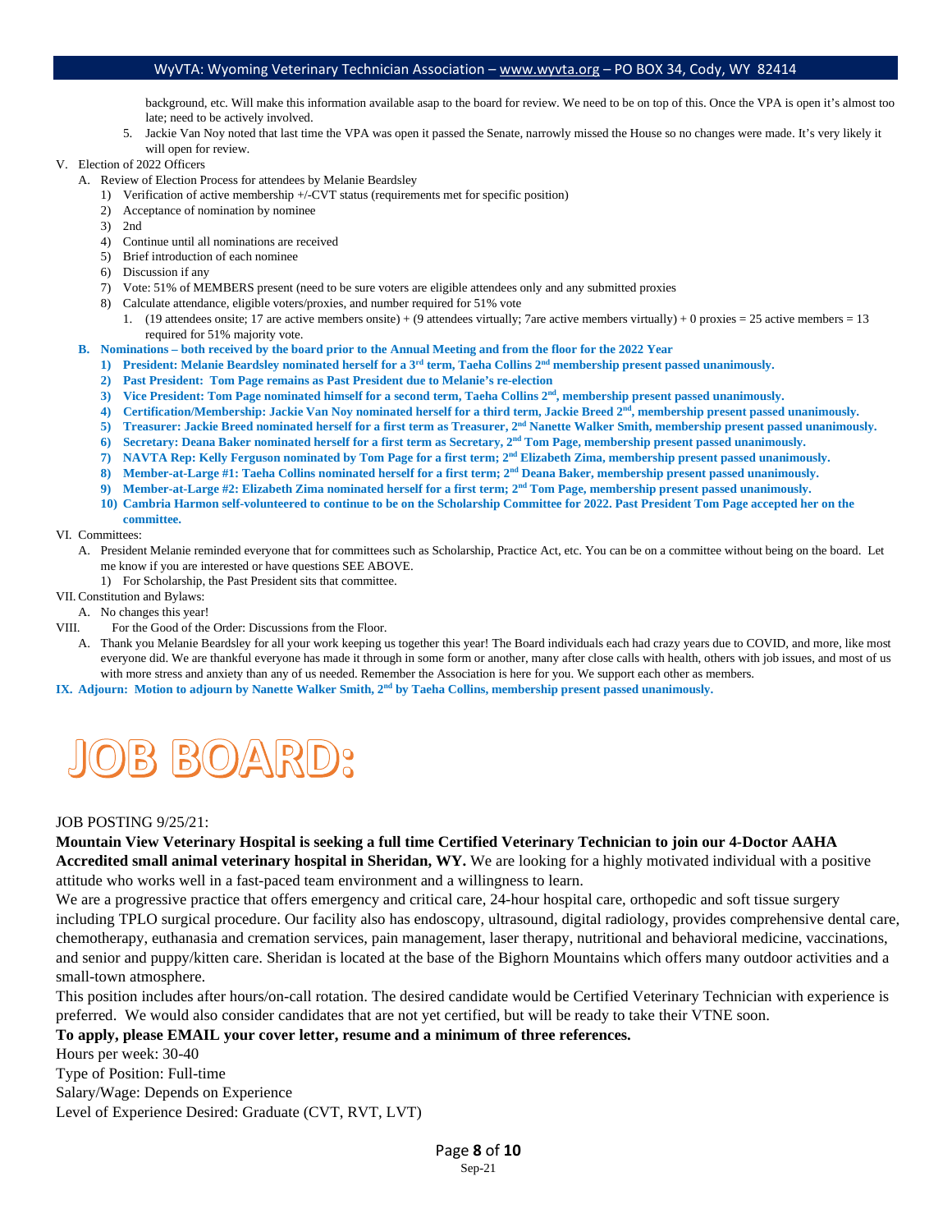background, etc. Will make this information available asap to the board for review. We need to be on top of this. Once the VPA is open it's almost too late; need to be actively involved.

5. Jackie Van Noy noted that last time the VPA was open it passed the Senate, narrowly missed the House so no changes were made. It's very likely it will open for review.

V. Election of 2022 Officers
   A. Review of Election Process for attendees by Melanie Beardsley
      1) Verification of active membership +/-CVT status (requirements met for specific position)
      2) Acceptance of nomination by nominee
      3) 2nd
      4) Continue until all nominations are received
      5) Brief introduction of each nominee
      6) Discussion if any
      7) Vote: 51% of MEMBERS present (need to be sure voters are eligible attendees only and any submitted proxies
      8) Calculate attendance, eligible voters/proxies, and number required for 51% vote
         1. (19 attendees onsite; 17 are active members onsite) + (9 attendees virtually; 7are active members virtually) + 0 proxies = 25 active members = 13 required for 51% majority vote.
   **B. Nominations – both received by the board prior to the Annual Meeting and from the floor for the 2022 Year**
      **1) President: Melanie Beardsley nominated herself for a 3rd term, Taeha Collins 2nd membership present passed unanimously.**
      **2) Past President: Tom Page remains as Past President due to Melanie's re-election**
      **3) Vice President: Tom Page nominated himself for a second term, Taeha Collins 2nd, membership present passed unanimously.**
      **4) Certification/Membership: Jackie Van Noy nominated herself for a third term, Jackie Breed 2nd, membership present passed unanimously.**
      **5) Treasurer: Jackie Breed nominated herself for a first term as Treasurer, 2nd Nanette Walker Smith, membership present passed unanimously.**
      **6) Secretary: Deana Baker nominated herself for a first term as Secretary, 2nd Tom Page, membership present passed unanimously.**
      **7) NAVTA Rep: Kelly Ferguson nominated by Tom Page for a first term; 2nd Elizabeth Zima, membership present passed unanimously.**
      **8) Member-at-Large #1: Taeha Collins nominated herself for a first term; 2nd Deana Baker, membership present passed unanimously.**
      **9) Member-at-Large #2: Elizabeth Zima nominated herself for a first term; 2nd Tom Page, membership present passed unanimously.**
      **10) Cambria Harmon self-volunteered to continue to be on the Scholarship Committee for 2022. Past President Tom Page accepted her on the committee.**

VI. Committees:
   A. President Melanie reminded everyone that for committees such as Scholarship, Practice Act, etc. You can be on a committee without being on the board. Let me know if you are interested or have questions SEE ABOVE.
      1) For Scholarship, the Past President sits that committee.

VII. Constitution and Bylaws:
   A. No changes this year!

VIII. For the Good of the Order: Discussions from the Floor.
   A. Thank you Melanie Beardsley for all your work keeping us together this year! The Board individuals each had crazy years due to COVID, and more, like most everyone did. We are thankful everyone has made it through in some form or another, many after close calls with health, others with job issues, and most of us with more stress and anxiety than any of us needed. Remember the Association is here for you. We support each other as members.

**IX. Adjourn: Motion to adjourn by Nanette Walker Smith, 2nd by Taeha Collins, membership present passed unanimously.**

# JOB BOARD:

JOB POSTING 9/25/21:

**Mountain View Veterinary Hospital is seeking a full time Certified Veterinary Technician to join our 4-Doctor AAHA Accredited small animal veterinary hospital in Sheridan, WY.** We are looking for a highly motivated individual with a positive attitude who works well in a fast-paced team environment and a willingness to learn.

We are a progressive practice that offers emergency and critical care, 24-hour hospital care, orthopedic and soft tissue surgery including TPLO surgical procedure. Our facility also has endoscopy, ultrasound, digital radiology, provides comprehensive dental care, chemotherapy, euthanasia and cremation services, pain management, laser therapy, nutritional and behavioral medicine, vaccinations, and senior and puppy/kitten care. Sheridan is located at the base of the Bighorn Mountains which offers many outdoor activities and a small-town atmosphere.

This position includes after hours/on-call rotation. The desired candidate would be Certified Veterinary Technician with experience is preferred. We would also consider candidates that are not yet certified, but will be ready to take their VTNE soon.

**To apply, please EMAIL your cover letter, resume and a minimum of three references.**

Hours per week: 30-40

Type of Position: Full-time

Salary/Wage: Depends on Experience

Level of Experience Desired: Graduate (CVT, RVT, LVT)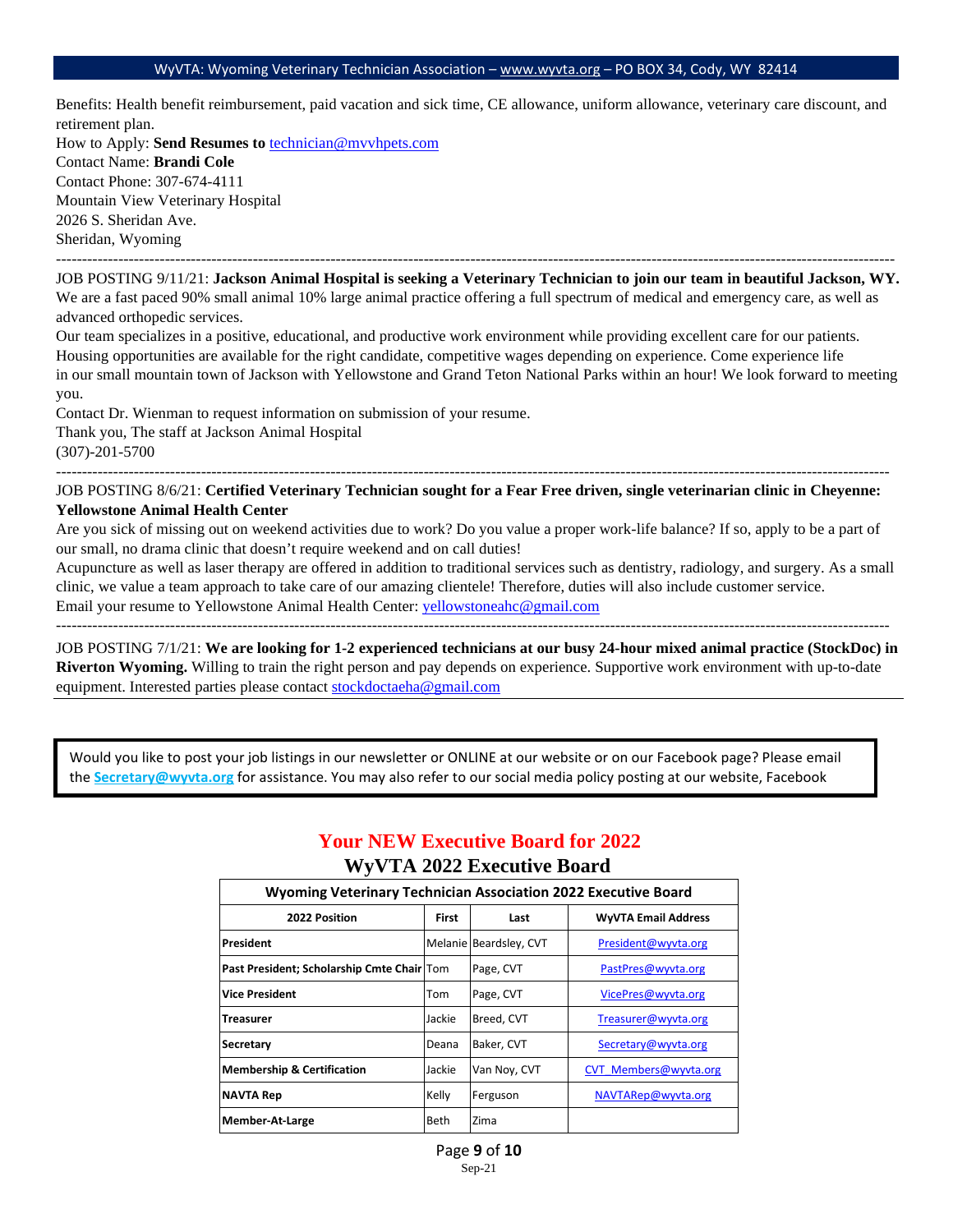Benefits: Health benefit reimbursement, paid vacation and sick time, CE allowance, uniform allowance, veterinary care discount, and retirement plan.
How to Apply: **Send Resumes to** technician@mvvhpets.com
Contact Name: **Brandi Cole**
Contact Phone: 307-674-4111
Mountain View Veterinary Hospital
2026 S. Sheridan Ave.
Sheridan, Wyoming

---

JOB POSTING 9/11/21: **Jackson Animal Hospital is seeking a Veterinary Technician to join our team in beautiful Jackson, WY.** We are a fast paced 90% small animal 10% large animal practice offering a full spectrum of medical and emergency care, as well as advanced orthopedic services.
Our team specializes in a positive, educational, and productive work environment while providing excellent care for our patients. Housing opportunities are available for the right candidate, competitive wages depending on experience. Come experience life in our small mountain town of Jackson with Yellowstone and Grand Teton National Parks within an hour! We look forward to meeting you.
Contact Dr. Wienman to request information on submission of your resume.
Thank you, The staff at Jackson Animal Hospital
(307)-201-5700

---

JOB POSTING 8/6/21: **Certified Veterinary Technician sought for a Fear Free driven, single veterinarian clinic in Cheyenne: Yellowstone Animal Health Center**
Are you sick of missing out on weekend activities due to work? Do you value a proper work-life balance? If so, apply to be a part of our small, no drama clinic that doesn't require weekend and on call duties!
Acupuncture as well as laser therapy are offered in addition to traditional services such as dentistry, radiology, and surgery. As a small clinic, we value a team approach to take care of our amazing clientele! Therefore, duties will also include customer service.
Email your resume to Yellowstone Animal Health Center: yellowstoneahc@gmail.com

---

JOB POSTING 7/1/21: **We are looking for 1-2 experienced technicians at our busy 24-hour mixed animal practice (StockDoc) in Riverton Wyoming.** Willing to train the right person and pay depends on experience. Supportive work environment with up-to-date equipment. Interested parties please contact stockdoctaeha@gmail.com

---

Would you like to post your job listings in our newsletter or ONLINE at our website or on our Facebook page? Please email the **Secretary@wyvta.org** for assistance. You may also refer to our social media policy posting at our website, Facebook

## Your NEW Executive Board for 2022

## WyVTA 2022 Executive Board

| Wyoming Veterinary Technician Association 2022 Executive Board | | | |
|---|---|---|---|
| **2022 Position** | **First** | **Last** | **WyVTA Email Address** |
| **President** | Melanie | Beardsley, CVT | President@wyvta.org |
| **Past President; Scholarship Cmte Chair** | Tom | Page, CVT | PastPres@wyvta.org |
| **Vice President** | Tom | Page, CVT | VicePres@wyvta.org |
| **Treasurer** | Jackie | Breed, CVT | Treasurer@wyvta.org |
| **Secretary** | Deana | Baker, CVT | Secretary@wyvta.org |
| **Membership & Certification** | Jackie | Van Noy, CVT | CVT_Members@wyvta.org |
| **NAVTA Rep** | Kelly | Ferguson | NAVTARep@wyvta.org |
| **Member-At-Large** | Beth | Zima | |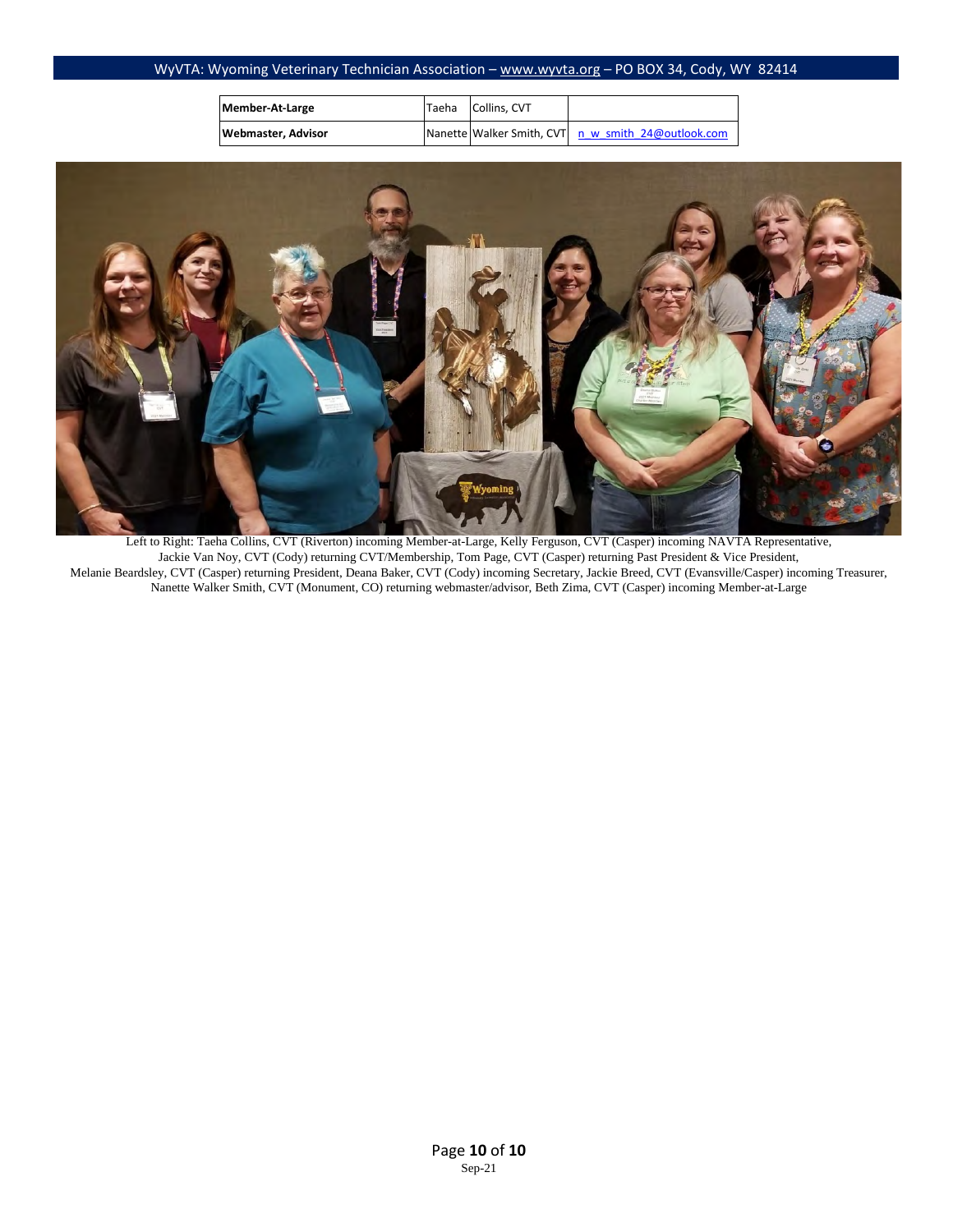| | | | |
|---|---|---|---|
| **Member-At-Large** | Taeha | Collins, CVT | |
| **Webmaster, Advisor** | Nanette | Walker Smith, CVT | n_w_smith_24@outlook.com |

Left to Right: Taeha Collins, CVT (Riverton) incoming Member-at-Large, Kelly Ferguson, CVT (Casper) incoming NAVTA Representative, Jackie Van Noy, CVT (Cody) returning CVT/Membership, Tom Page, CVT (Casper) returning Past President & Vice President, Melanie Beardsley, CVT (Casper) returning President, Deana Baker, CVT (Cody) incoming Secretary, Jackie Breed, CVT (Evansville/Casper) incoming Treasurer, Nanette Walker Smith, CVT (Monument, CO) returning webmaster/advisor, Beth Zima, CVT (Casper) incoming Member-at-Large